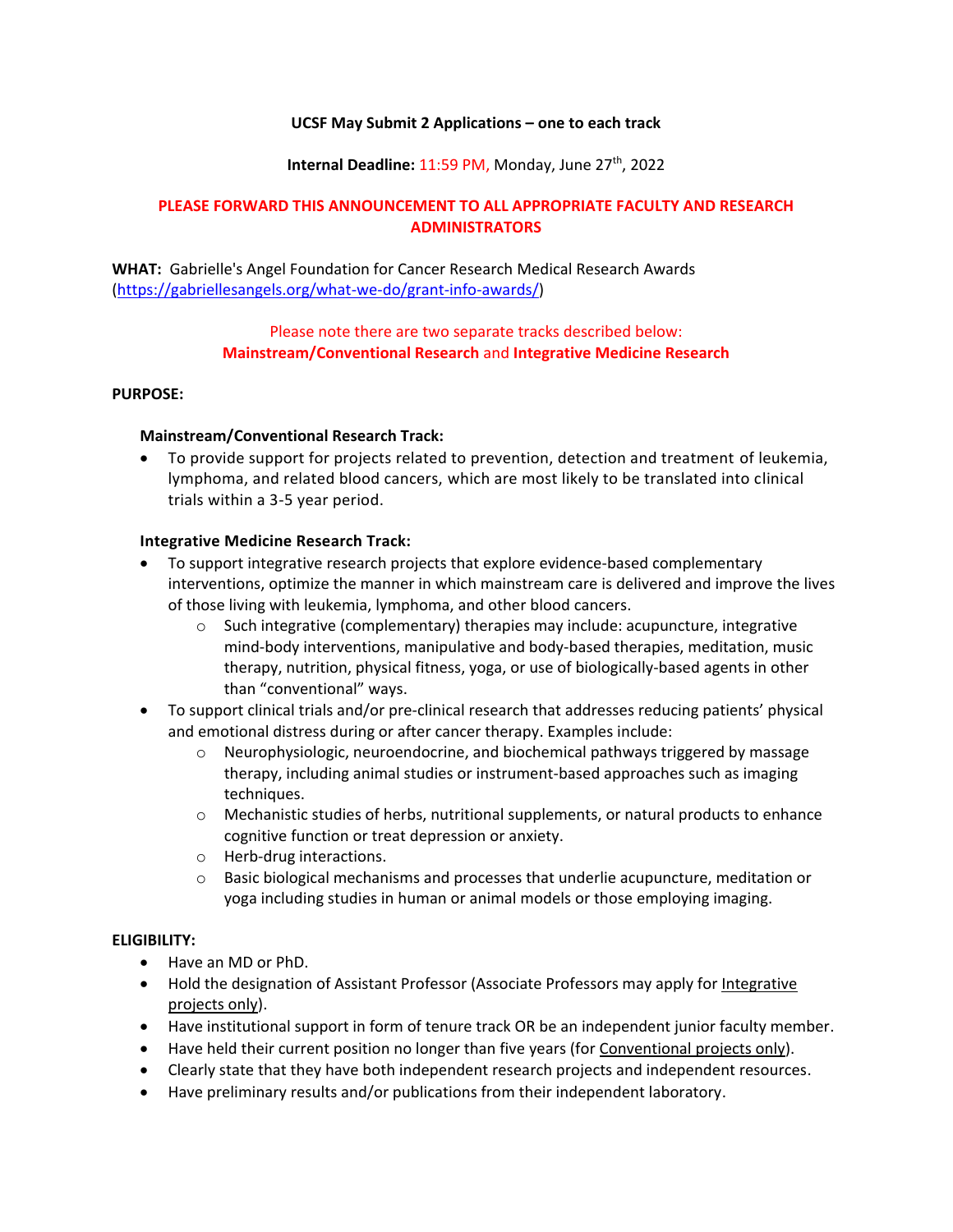**UCSF May Submit 2 Applications – one to each track**

**Internal Deadline:** 11:59 PM, Monday, June 27th, 2022

**PLEASE FORWARD THIS ANNOUNCEMENT TO ALL APPROPRIATE FACULTY AND RESEARCH ADMINISTRATORS**

**WHAT:** Gabrielle's Angel Foundation for Cancer Research Medical Research Awards (https://gabriellesangels.org/what-we-do/grant-info-awards/)

Please note there are two separate tracks described below:
**Mainstream/Conventional Research** and **Integrative Medicine Research**

**PURPOSE:**

**Mainstream/Conventional Research Track:**

- To provide support for projects related to prevention, detection and treatment of leukemia, lymphoma, and related blood cancers, which are most likely to be translated into clinical trials within a 3-5 year period.

**Integrative Medicine Research Track:**

- To support integrative research projects that explore evidence-based complementary interventions, optimize the manner in which mainstream care is delivered and improve the lives of those living with leukemia, lymphoma, and other blood cancers.
  - Such integrative (complementary) therapies may include: acupuncture, integrative mind-body interventions, manipulative and body-based therapies, meditation, music therapy, nutrition, physical fitness, yoga, or use of biologically-based agents in other than "conventional" ways.
- To support clinical trials and/or pre-clinical research that addresses reducing patients' physical and emotional distress during or after cancer therapy. Examples include:
  - Neurophysiologic, neuroendocrine, and biochemical pathways triggered by massage therapy, including animal studies or instrument-based approaches such as imaging techniques.
  - Mechanistic studies of herbs, nutritional supplements, or natural products to enhance cognitive function or treat depression or anxiety.
  - Herb-drug interactions.
  - Basic biological mechanisms and processes that underlie acupuncture, meditation or yoga including studies in human or animal models or those employing imaging.

**ELIGIBILITY:**

- Have an MD or PhD.
- Hold the designation of Assistant Professor (Associate Professors may apply for Integrative projects only).
- Have institutional support in form of tenure track OR be an independent junior faculty member.
- Have held their current position no longer than five years (for Conventional projects only).
- Clearly state that they have both independent research projects and independent resources.
- Have preliminary results and/or publications from their independent laboratory.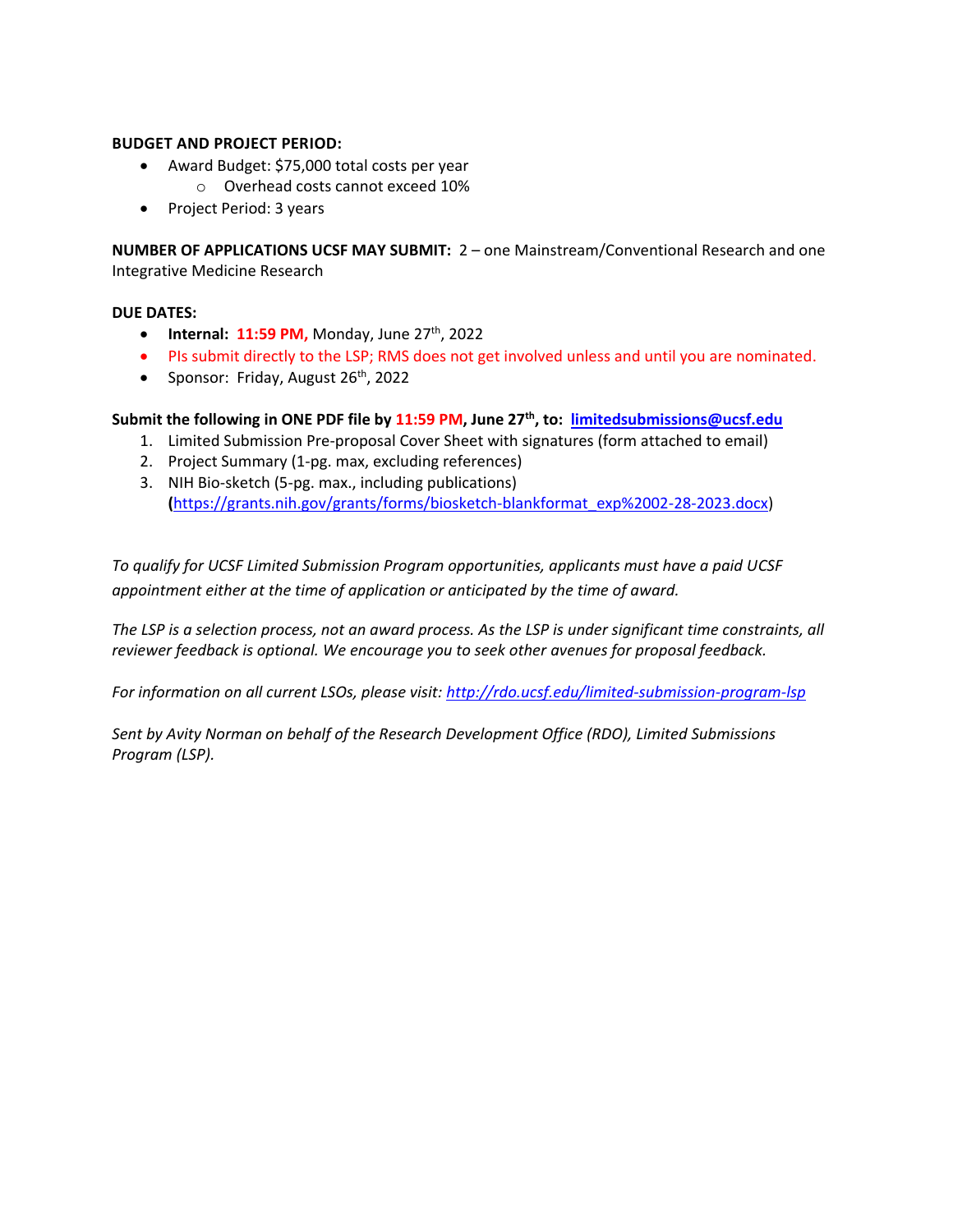**BUDGET AND PROJECT PERIOD:**

- Award Budget: $75,000 total costs per year
  - Overhead costs cannot exceed 10%
- Project Period: 3 years

**NUMBER OF APPLICATIONS UCSF MAY SUBMIT:** 2 – one Mainstream/Conventional Research and one Integrative Medicine Research

**DUE DATES:**

- **Internal:** **11:59 PM,** Monday, June 27th, 2022
- PIs submit directly to the LSP; RMS does not get involved unless and until you are nominated.
- Sponsor: Friday, August 26th, 2022

**Submit the following in ONE PDF file by 11:59 PM, June 27th, to: [limitedsubmissions@ucsf.edu](mailto:limitedsubmissions@ucsf.edu)**

1. Limited Submission Pre-proposal Cover Sheet with signatures (form attached to email)
2. Project Summary (1-pg. max, excluding references)
3. NIH Bio-sketch (5-pg. max., including publications) (https://grants.nih.gov/grants/forms/biosketch-blankformat_exp%2002-28-2023.docx)

*To qualify for UCSF Limited Submission Program opportunities, applicants must have a paid UCSF appointment either at the time of application or anticipated by the time of award.*

*The LSP is a selection process, not an award process. As the LSP is under significant time constraints, all reviewer feedback is optional. We encourage you to seek other avenues for proposal feedback.*

*For information on all current LSOs, please visit: http://rdo.ucsf.edu/limited-submission-program-lsp*

*Sent by Avity Norman on behalf of the Research Development Office (RDO), Limited Submissions Program (LSP).*